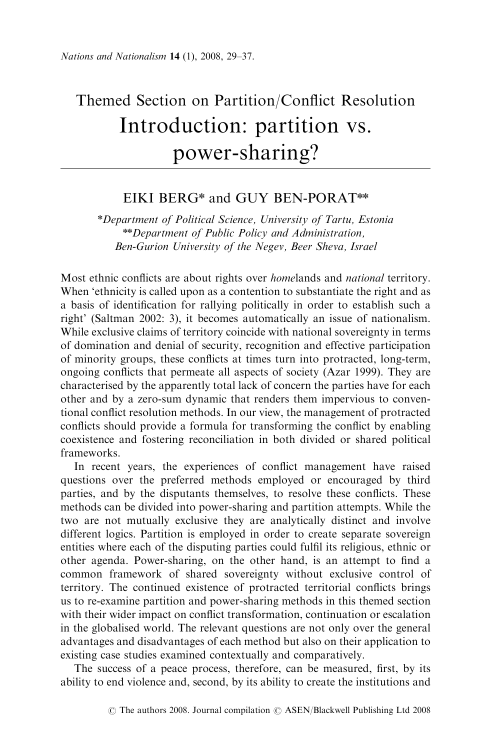Themed Section on Partition/Conflict Resolution

# Introduction: partition vs. power-sharing?

EIKI BERG* and GUY BEN-PORAT**

*Department of Political Science, University of Tartu, Estonia*
***Department of Public Policy and Administration, Ben-Gurion University of the Negev, Beer Sheva, Israel*

Most ethnic conflicts are about rights over *home*lands and *national* territory. When 'ethnicity is called upon as a contention to substantiate the right and as a basis of identification for rallying politically in order to establish such a right' (Saltman 2002: 3), it becomes automatically an issue of nationalism. While exclusive claims of territory coincide with national sovereignty in terms of domination and denial of security, recognition and effective participation of minority groups, these conflicts at times turn into protracted, long-term, ongoing conflicts that permeate all aspects of society (Azar 1999). They are characterised by the apparently total lack of concern the parties have for each other and by a zero-sum dynamic that renders them impervious to conventional conflict resolution methods. In our view, the management of protracted conflicts should provide a formula for transforming the conflict by enabling coexistence and fostering reconciliation in both divided or shared political frameworks.

In recent years, the experiences of conflict management have raised questions over the preferred methods employed or encouraged by third parties, and by the disputants themselves, to resolve these conflicts. These methods can be divided into power-sharing and partition attempts. While the two are not mutually exclusive they are analytically distinct and involve different logics. Partition is employed in order to create separate sovereign entities where each of the disputing parties could fulfil its religious, ethnic or other agenda. Power-sharing, on the other hand, is an attempt to find a common framework of shared sovereignty without exclusive control of territory. The continued existence of protracted territorial conflicts brings us to re-examine partition and power-sharing methods in this themed section with their wider impact on conflict transformation, continuation or escalation in the globalised world. The relevant questions are not only over the general advantages and disadvantages of each method but also on their application to existing case studies examined contextually and comparatively.

The success of a peace process, therefore, can be measured, first, by its ability to end violence and, second, by its ability to create the institutions and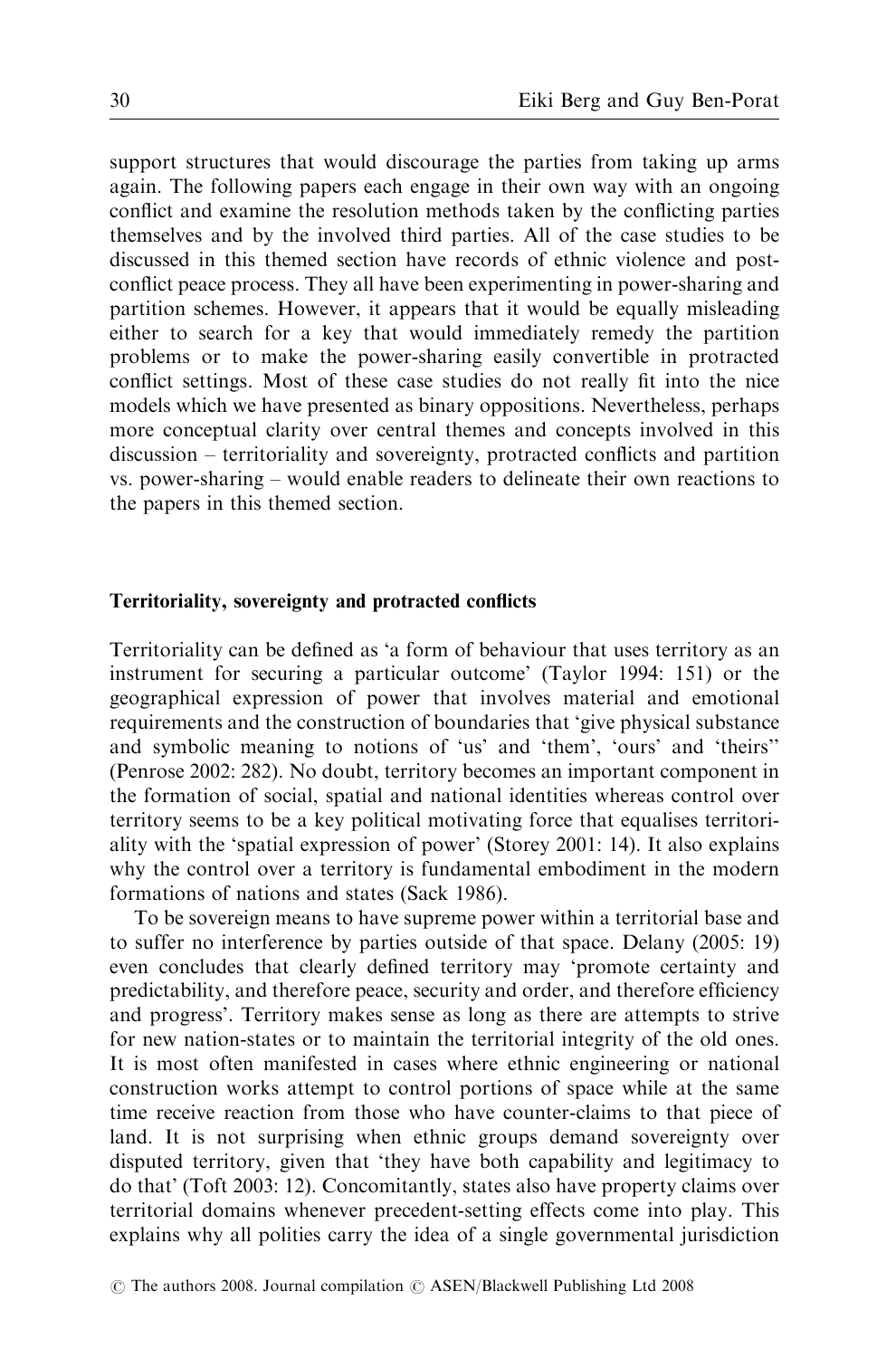support structures that would discourage the parties from taking up arms again. The following papers each engage in their own way with an ongoing conflict and examine the resolution methods taken by the conflicting parties themselves and by the involved third parties. All of the case studies to be discussed in this themed section have records of ethnic violence and post-conflict peace process. They all have been experimenting in power-sharing and partition schemes. However, it appears that it would be equally misleading either to search for a key that would immediately remedy the partition problems or to make the power-sharing easily convertible in protracted conflict settings. Most of these case studies do not really fit into the nice models which we have presented as binary oppositions. Nevertheless, perhaps more conceptual clarity over central themes and concepts involved in this discussion – territoriality and sovereignty, protracted conflicts and partition vs. power-sharing – would enable readers to delineate their own reactions to the papers in this themed section.

## Territoriality, sovereignty and protracted conflicts

Territoriality can be defined as 'a form of behaviour that uses territory as an instrument for securing a particular outcome' (Taylor 1994: 151) or the geographical expression of power that involves material and emotional requirements and the construction of boundaries that 'give physical substance and symbolic meaning to notions of 'us' and 'them', 'ours' and 'theirs'' (Penrose 2002: 282). No doubt, territory becomes an important component in the formation of social, spatial and national identities whereas control over territory seems to be a key political motivating force that equalises territoriality with the 'spatial expression of power' (Storey 2001: 14). It also explains why the control over a territory is fundamental embodiment in the modern formations of nations and states (Sack 1986).

To be sovereign means to have supreme power within a territorial base and to suffer no interference by parties outside of that space. Delany (2005: 19) even concludes that clearly defined territory may 'promote certainty and predictability, and therefore peace, security and order, and therefore efficiency and progress'. Territory makes sense as long as there are attempts to strive for new nation-states or to maintain the territorial integrity of the old ones. It is most often manifested in cases where ethnic engineering or national construction works attempt to control portions of space while at the same time receive reaction from those who have counter-claims to that piece of land. It is not surprising when ethnic groups demand sovereignty over disputed territory, given that 'they have both capability and legitimacy to do that' (Toft 2003: 12). Concomitantly, states also have property claims over territorial domains whenever precedent-setting effects come into play. This explains why all polities carry the idea of a single governmental jurisdiction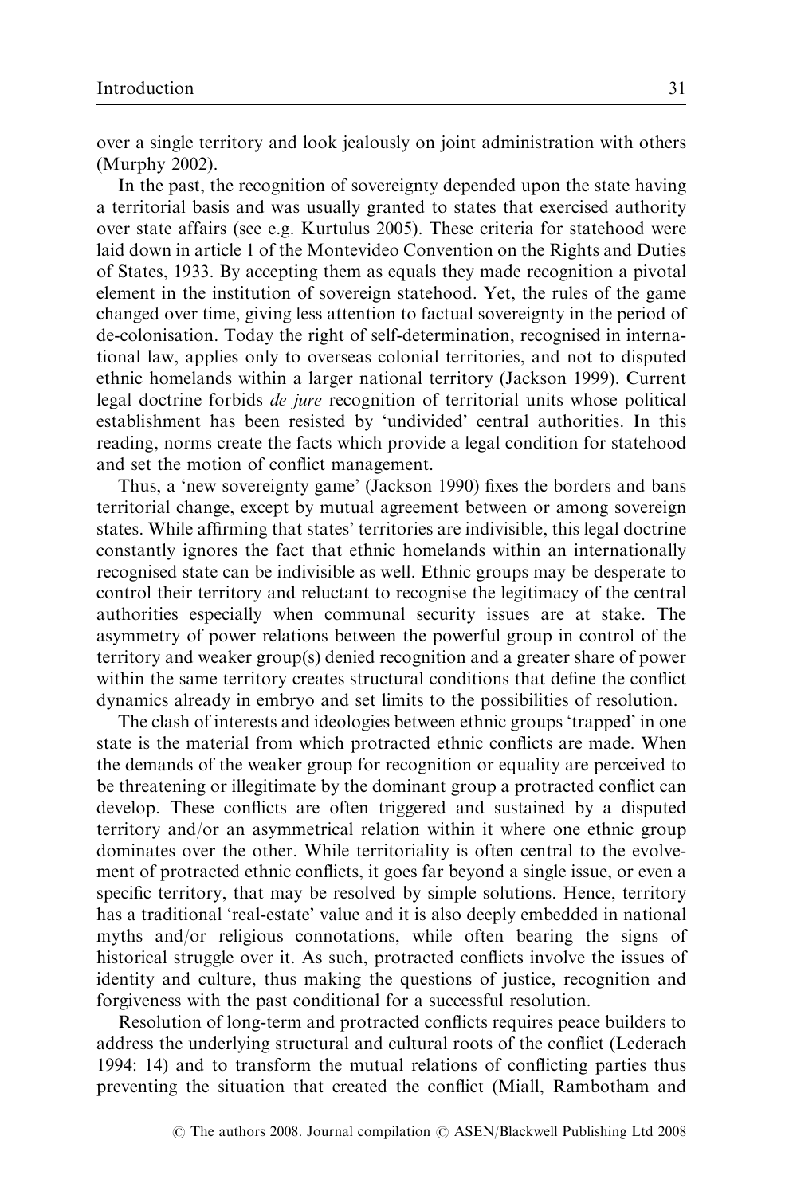over a single territory and look jealously on joint administration with others (Murphy 2002).

In the past, the recognition of sovereignty depended upon the state having a territorial basis and was usually granted to states that exercised authority over state affairs (see e.g. Kurtulus 2005). These criteria for statehood were laid down in article 1 of the Montevideo Convention on the Rights and Duties of States, 1933. By accepting them as equals they made recognition a pivotal element in the institution of sovereign statehood. Yet, the rules of the game changed over time, giving less attention to factual sovereignty in the period of de-colonisation. Today the right of self-determination, recognised in international law, applies only to overseas colonial territories, and not to disputed ethnic homelands within a larger national territory (Jackson 1999). Current legal doctrine forbids *de jure* recognition of territorial units whose political establishment has been resisted by 'undivided' central authorities. In this reading, norms create the facts which provide a legal condition for statehood and set the motion of conflict management.

Thus, a 'new sovereignty game' (Jackson 1990) fixes the borders and bans territorial change, except by mutual agreement between or among sovereign states. While affirming that states' territories are indivisible, this legal doctrine constantly ignores the fact that ethnic homelands within an internationally recognised state can be indivisible as well. Ethnic groups may be desperate to control their territory and reluctant to recognise the legitimacy of the central authorities especially when communal security issues are at stake. The asymmetry of power relations between the powerful group in control of the territory and weaker group(s) denied recognition and a greater share of power within the same territory creates structural conditions that define the conflict dynamics already in embryo and set limits to the possibilities of resolution.

The clash of interests and ideologies between ethnic groups 'trapped' in one state is the material from which protracted ethnic conflicts are made. When the demands of the weaker group for recognition or equality are perceived to be threatening or illegitimate by the dominant group a protracted conflict can develop. These conflicts are often triggered and sustained by a disputed territory and/or an asymmetrical relation within it where one ethnic group dominates over the other. While territoriality is often central to the evolvement of protracted ethnic conflicts, it goes far beyond a single issue, or even a specific territory, that may be resolved by simple solutions. Hence, territory has a traditional 'real-estate' value and it is also deeply embedded in national myths and/or religious connotations, while often bearing the signs of historical struggle over it. As such, protracted conflicts involve the issues of identity and culture, thus making the questions of justice, recognition and forgiveness with the past conditional for a successful resolution.

Resolution of long-term and protracted conflicts requires peace builders to address the underlying structural and cultural roots of the conflict (Lederach 1994: 14) and to transform the mutual relations of conflicting parties thus preventing the situation that created the conflict (Miall, Rambotham and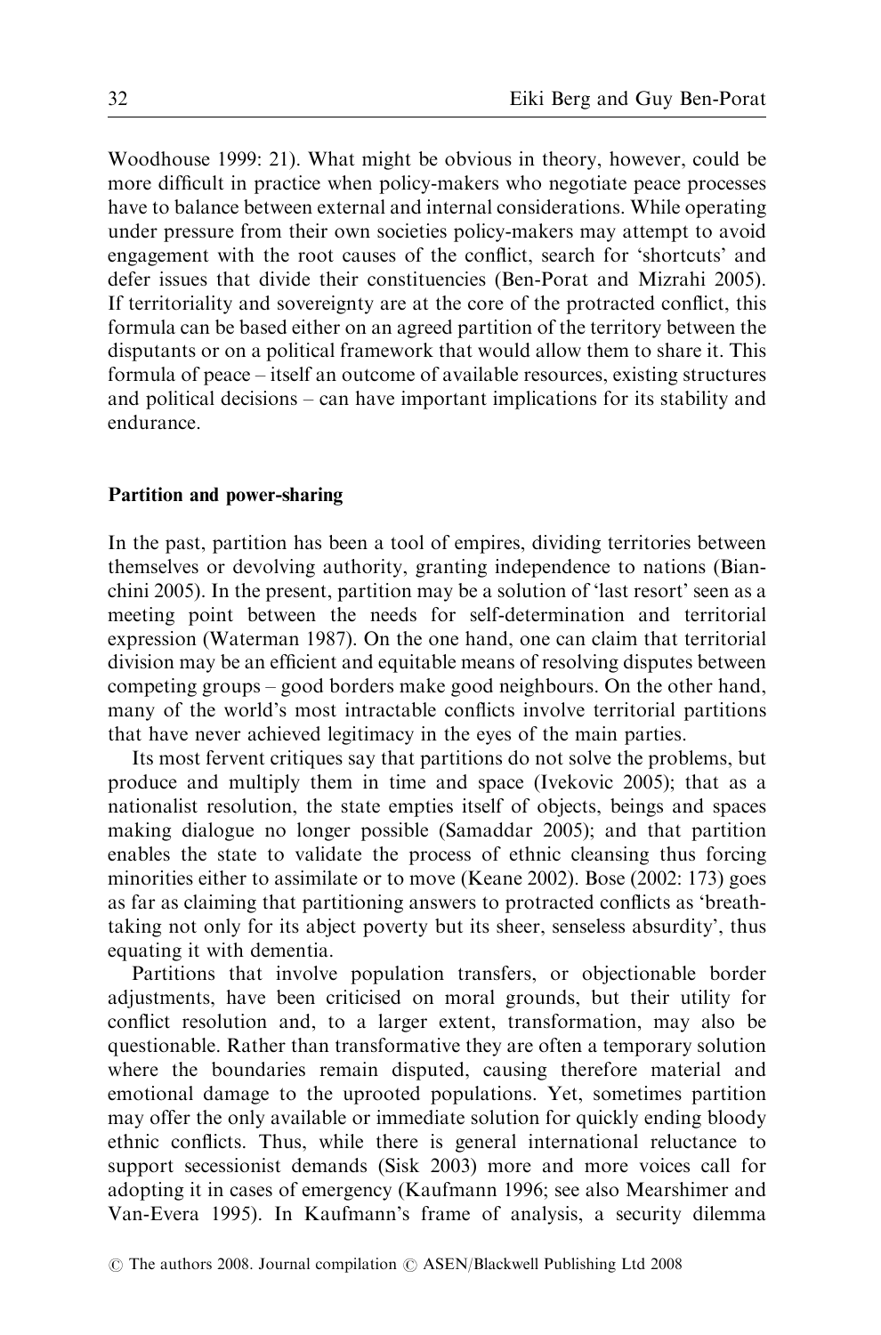Woodhouse 1999: 21). What might be obvious in theory, however, could be more difficult in practice when policy-makers who negotiate peace processes have to balance between external and internal considerations. While operating under pressure from their own societies policy-makers may attempt to avoid engagement with the root causes of the conflict, search for 'shortcuts' and defer issues that divide their constituencies (Ben-Porat and Mizrahi 2005). If territoriality and sovereignty are at the core of the protracted conflict, this formula can be based either on an agreed partition of the territory between the disputants or on a political framework that would allow them to share it. This formula of peace – itself an outcome of available resources, existing structures and political decisions – can have important implications for its stability and endurance.

### Partition and power-sharing

In the past, partition has been a tool of empires, dividing territories between themselves or devolving authority, granting independence to nations (Bianchini 2005). In the present, partition may be a solution of 'last resort' seen as a meeting point between the needs for self-determination and territorial expression (Waterman 1987). On the one hand, one can claim that territorial division may be an efficient and equitable means of resolving disputes between competing groups – good borders make good neighbours. On the other hand, many of the world's most intractable conflicts involve territorial partitions that have never achieved legitimacy in the eyes of the main parties.

Its most fervent critiques say that partitions do not solve the problems, but produce and multiply them in time and space (Ivekovic 2005); that as a nationalist resolution, the state empties itself of objects, beings and spaces making dialogue no longer possible (Samaddar 2005); and that partition enables the state to validate the process of ethnic cleansing thus forcing minorities either to assimilate or to move (Keane 2002). Bose (2002: 173) goes as far as claiming that partitioning answers to protracted conflicts as 'breathtaking not only for its abject poverty but its sheer, senseless absurdity', thus equating it with dementia.

Partitions that involve population transfers, or objectionable border adjustments, have been criticised on moral grounds, but their utility for conflict resolution and, to a larger extent, transformation, may also be questionable. Rather than transformative they are often a temporary solution where the boundaries remain disputed, causing therefore material and emotional damage to the uprooted populations. Yet, sometimes partition may offer the only available or immediate solution for quickly ending bloody ethnic conflicts. Thus, while there is general international reluctance to support secessionist demands (Sisk 2003) more and more voices call for adopting it in cases of emergency (Kaufmann 1996; see also Mearshimer and Van-Evera 1995). In Kaufmann's frame of analysis, a security dilemma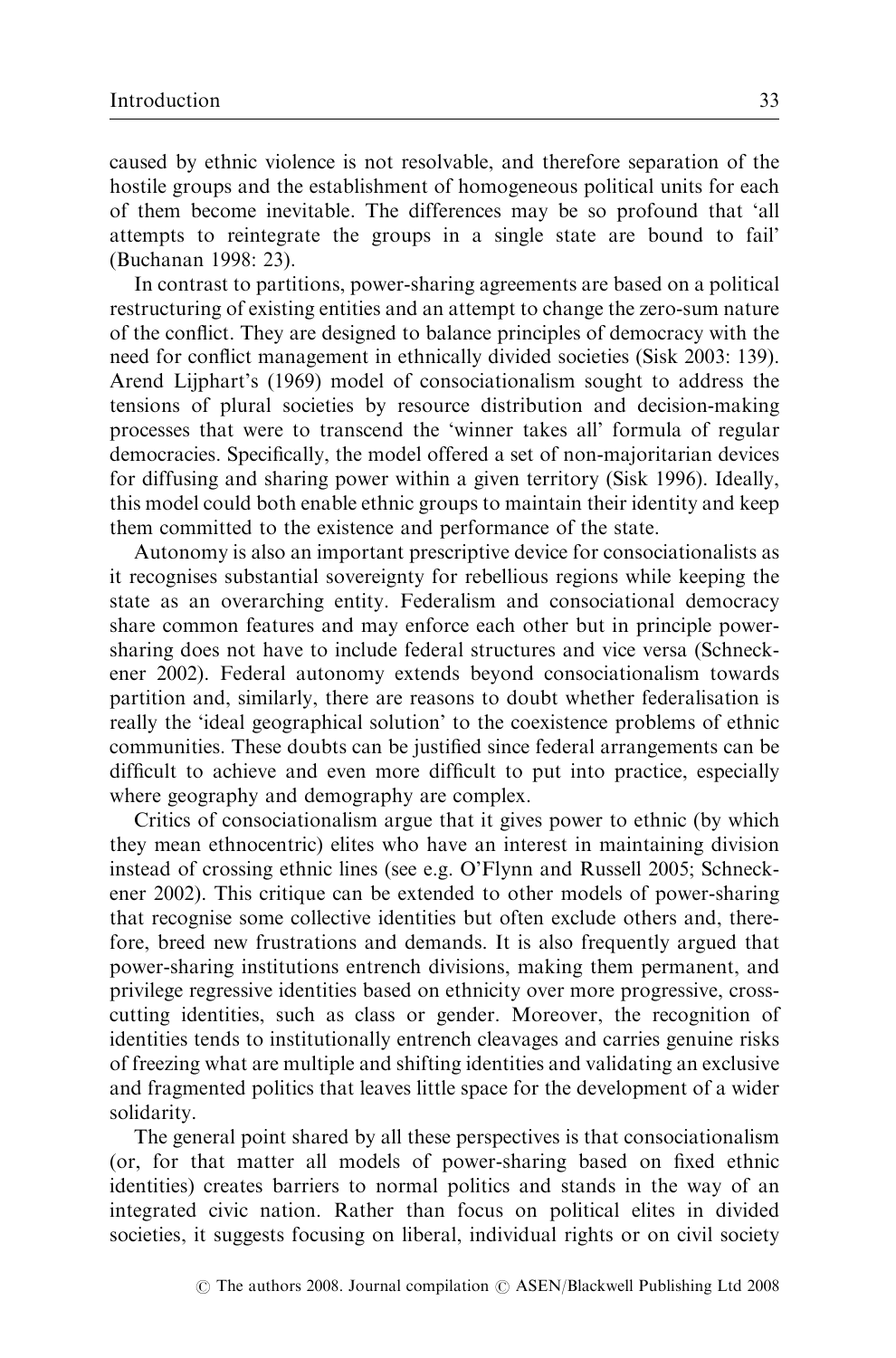caused by ethnic violence is not resolvable, and therefore separation of the hostile groups and the establishment of homogeneous political units for each of them become inevitable. The differences may be so profound that 'all attempts to reintegrate the groups in a single state are bound to fail' (Buchanan 1998: 23).

In contrast to partitions, power-sharing agreements are based on a political restructuring of existing entities and an attempt to change the zero-sum nature of the conflict. They are designed to balance principles of democracy with the need for conflict management in ethnically divided societies (Sisk 2003: 139). Arend Lijphart's (1969) model of consociationalism sought to address the tensions of plural societies by resource distribution and decision-making processes that were to transcend the 'winner takes all' formula of regular democracies. Specifically, the model offered a set of non-majoritarian devices for diffusing and sharing power within a given territory (Sisk 1996). Ideally, this model could both enable ethnic groups to maintain their identity and keep them committed to the existence and performance of the state.

Autonomy is also an important prescriptive device for consociationalists as it recognises substantial sovereignty for rebellious regions while keeping the state as an overarching entity. Federalism and consociational democracy share common features and may enforce each other but in principle power-sharing does not have to include federal structures and vice versa (Schneckener 2002). Federal autonomy extends beyond consociationalism towards partition and, similarly, there are reasons to doubt whether federalisation is really the 'ideal geographical solution' to the coexistence problems of ethnic communities. These doubts can be justified since federal arrangements can be difficult to achieve and even more difficult to put into practice, especially where geography and demography are complex.

Critics of consociationalism argue that it gives power to ethnic (by which they mean ethnocentric) elites who have an interest in maintaining division instead of crossing ethnic lines (see e.g. O'Flynn and Russell 2005; Schneckener 2002). This critique can be extended to other models of power-sharing that recognise some collective identities but often exclude others and, therefore, breed new frustrations and demands. It is also frequently argued that power-sharing institutions entrench divisions, making them permanent, and privilege regressive identities based on ethnicity over more progressive, cross-cutting identities, such as class or gender. Moreover, the recognition of identities tends to institutionally entrench cleavages and carries genuine risks of freezing what are multiple and shifting identities and validating an exclusive and fragmented politics that leaves little space for the development of a wider solidarity.

The general point shared by all these perspectives is that consociationalism (or, for that matter all models of power-sharing based on fixed ethnic identities) creates barriers to normal politics and stands in the way of an integrated civic nation. Rather than focus on political elites in divided societies, it suggests focusing on liberal, individual rights or on civil society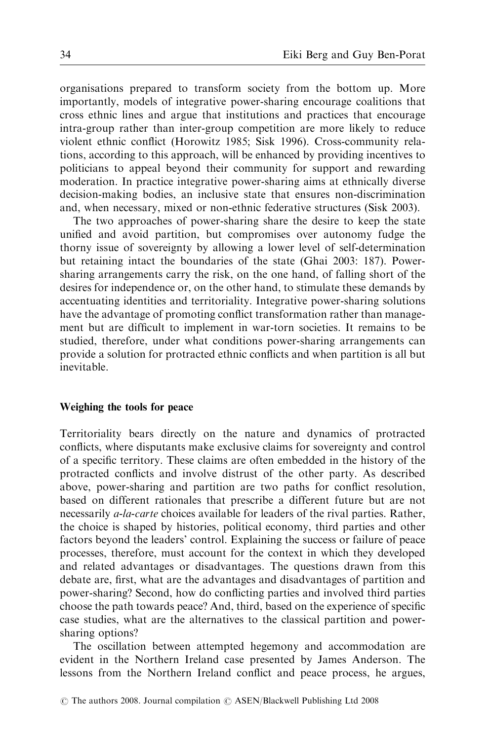organisations prepared to transform society from the bottom up. More importantly, models of integrative power-sharing encourage coalitions that cross ethnic lines and argue that institutions and practices that encourage intra-group rather than inter-group competition are more likely to reduce violent ethnic conflict (Horowitz 1985; Sisk 1996). Cross-community relations, according to this approach, will be enhanced by providing incentives to politicians to appeal beyond their community for support and rewarding moderation. In practice integrative power-sharing aims at ethnically diverse decision-making bodies, an inclusive state that ensures non-discrimination and, when necessary, mixed or non-ethnic federative structures (Sisk 2003).

The two approaches of power-sharing share the desire to keep the state unified and avoid partition, but compromises over autonomy fudge the thorny issue of sovereignty by allowing a lower level of self-determination but retaining intact the boundaries of the state (Ghai 2003: 187). Power-sharing arrangements carry the risk, on the one hand, of falling short of the desires for independence or, on the other hand, to stimulate these demands by accentuating identities and territoriality. Integrative power-sharing solutions have the advantage of promoting conflict transformation rather than management but are difficult to implement in war-torn societies. It remains to be studied, therefore, under what conditions power-sharing arrangements can provide a solution for protracted ethnic conflicts and when partition is all but inevitable.

### Weighing the tools for peace

Territoriality bears directly on the nature and dynamics of protracted conflicts, where disputants make exclusive claims for sovereignty and control of a specific territory. These claims are often embedded in the history of the protracted conflicts and involve distrust of the other party. As described above, power-sharing and partition are two paths for conflict resolution, based on different rationales that prescribe a different future but are not necessarily *a-la-carte* choices available for leaders of the rival parties. Rather, the choice is shaped by histories, political economy, third parties and other factors beyond the leaders' control. Explaining the success or failure of peace processes, therefore, must account for the context in which they developed and related advantages or disadvantages. The questions drawn from this debate are, first, what are the advantages and disadvantages of partition and power-sharing? Second, how do conflicting parties and involved third parties choose the path towards peace? And, third, based on the experience of specific case studies, what are the alternatives to the classical partition and power-sharing options?

The oscillation between attempted hegemony and accommodation are evident in the Northern Ireland case presented by James Anderson. The lessons from the Northern Ireland conflict and peace process, he argues,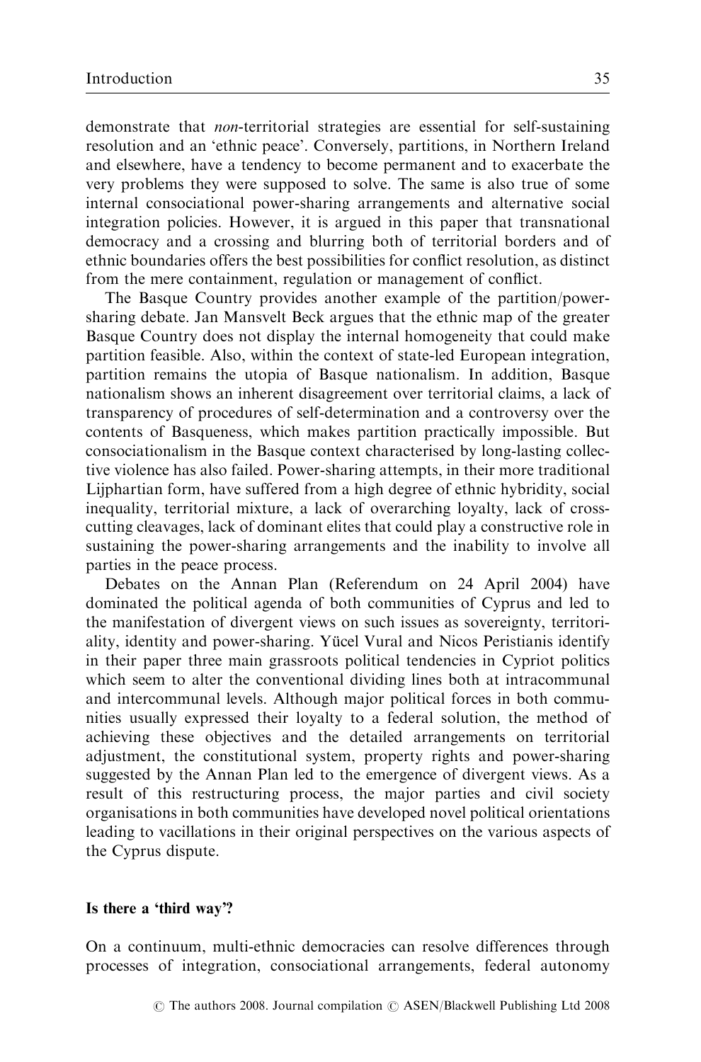demonstrate that *non*-territorial strategies are essential for self-sustaining resolution and an 'ethnic peace'. Conversely, partitions, in Northern Ireland and elsewhere, have a tendency to become permanent and to exacerbate the very problems they were supposed to solve. The same is also true of some internal consociational power-sharing arrangements and alternative social integration policies. However, it is argued in this paper that transnational democracy and a crossing and blurring both of territorial borders and of ethnic boundaries offers the best possibilities for conflict resolution, as distinct from the mere containment, regulation or management of conflict.

The Basque Country provides another example of the partition/power-sharing debate. Jan Mansvelt Beck argues that the ethnic map of the greater Basque Country does not display the internal homogeneity that could make partition feasible. Also, within the context of state-led European integration, partition remains the utopia of Basque nationalism. In addition, Basque nationalism shows an inherent disagreement over territorial claims, a lack of transparency of procedures of self-determination and a controversy over the contents of Basqueness, which makes partition practically impossible. But consociationalism in the Basque context characterised by long-lasting collective violence has also failed. Power-sharing attempts, in their more traditional Lijphartian form, have suffered from a high degree of ethnic hybridity, social inequality, territorial mixture, a lack of overarching loyalty, lack of cross-cutting cleavages, lack of dominant elites that could play a constructive role in sustaining the power-sharing arrangements and the inability to involve all parties in the peace process.

Debates on the Annan Plan (Referendum on 24 April 2004) have dominated the political agenda of both communities of Cyprus and led to the manifestation of divergent views on such issues as sovereignty, territoriality, identity and power-sharing. Yücel Vural and Nicos Peristianis identify in their paper three main grassroots political tendencies in Cypriot politics which seem to alter the conventional dividing lines both at intracommunal and intercommunal levels. Although major political forces in both communities usually expressed their loyalty to a federal solution, the method of achieving these objectives and the detailed arrangements on territorial adjustment, the constitutional system, property rights and power-sharing suggested by the Annan Plan led to the emergence of divergent views. As a result of this restructuring process, the major parties and civil society organisations in both communities have developed novel political orientations leading to vacillations in their original perspectives on the various aspects of the Cyprus dispute.

### Is there a 'third way'?

On a continuum, multi-ethnic democracies can resolve differences through processes of integration, consociational arrangements, federal autonomy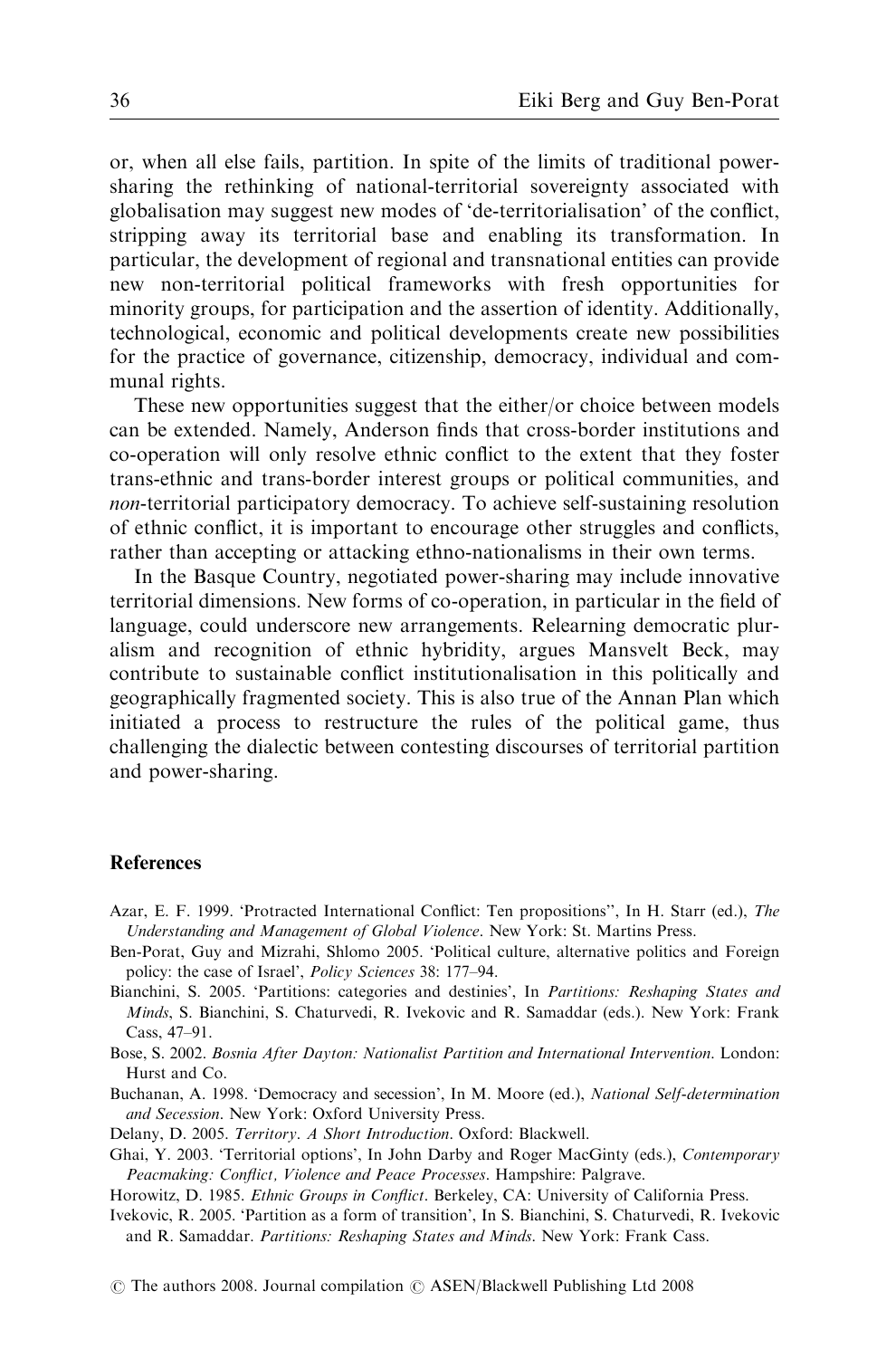or, when all else fails, partition. In spite of the limits of traditional power-sharing the rethinking of national-territorial sovereignty associated with globalisation may suggest new modes of 'de-territorialisation' of the conflict, stripping away its territorial base and enabling its transformation. In particular, the development of regional and transnational entities can provide new non-territorial political frameworks with fresh opportunities for minority groups, for participation and the assertion of identity. Additionally, technological, economic and political developments create new possibilities for the practice of governance, citizenship, democracy, individual and communal rights.

These new opportunities suggest that the either/or choice between models can be extended. Namely, Anderson finds that cross-border institutions and co-operation will only resolve ethnic conflict to the extent that they foster trans-ethnic and trans-border interest groups or political communities, and *non*-territorial participatory democracy. To achieve self-sustaining resolution of ethnic conflict, it is important to encourage other struggles and conflicts, rather than accepting or attacking ethno-nationalisms in their own terms.

In the Basque Country, negotiated power-sharing may include innovative territorial dimensions. New forms of co-operation, in particular in the field of language, could underscore new arrangements. Relearning democratic pluralism and recognition of ethnic hybridity, argues Mansvelt Beck, may contribute to sustainable conflict institutionalisation in this politically and geographically fragmented society. This is also true of the Annan Plan which initiated a process to restructure the rules of the political game, thus challenging the dialectic between contesting discourses of territorial partition and power-sharing.

## References

Azar, E. F. 1999. 'Protracted International Conflict: Ten propositions'', In H. Starr (ed.), *The Understanding and Management of Global Violence*. New York: St. Martins Press.

Ben-Porat, Guy and Mizrahi, Shlomo 2005. 'Political culture, alternative politics and Foreign policy: the case of Israel', *Policy Sciences* 38: 177–94.

Bianchini, S. 2005. 'Partitions: categories and destinies', In *Partitions: Reshaping States and Minds*, S. Bianchini, S. Chaturvedi, R. Ivekovic and R. Samaddar (eds.). New York: Frank Cass, 47–91.

Bose, S. 2002. *Bosnia After Dayton: Nationalist Partition and International Intervention*. London: Hurst and Co.

Buchanan, A. 1998. 'Democracy and secession', In M. Moore (ed.), *National Self-determination and Secession*. New York: Oxford University Press.

Delany, D. 2005. *Territory. A Short Introduction*. Oxford: Blackwell.

Ghai, Y. 2003. 'Territorial options', In John Darby and Roger MacGinty (eds.), *Contemporary Peacmaking: Conflict, Violence and Peace Processes*. Hampshire: Palgrave.

Horowitz, D. 1985. *Ethnic Groups in Conflict*. Berkeley, CA: University of California Press.

Ivekovic, R. 2005. 'Partition as a form of transition', In S. Bianchini, S. Chaturvedi, R. Ivekovic and R. Samaddar. *Partitions: Reshaping States and Minds*. New York: Frank Cass.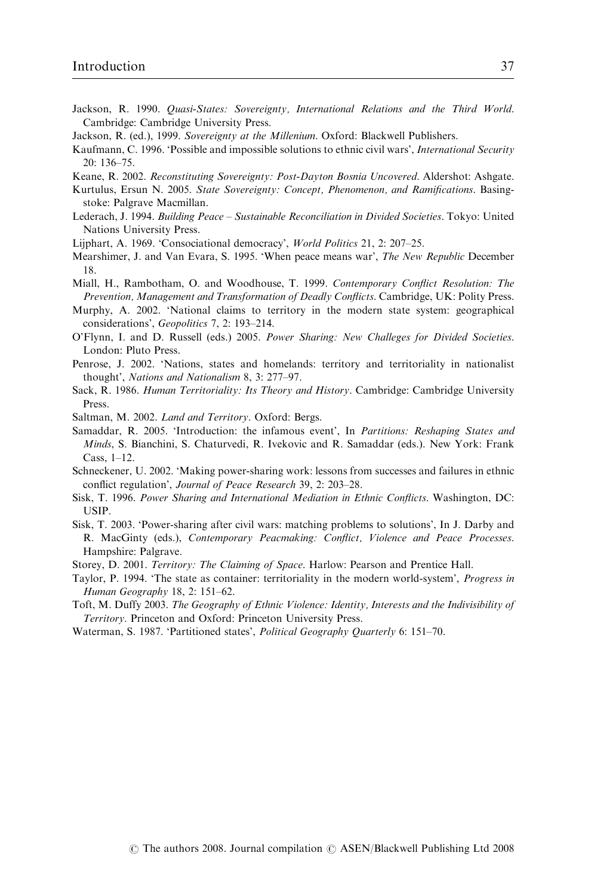Jackson, R. 1990. *Quasi-States: Sovereignty, International Relations and the Third World*. Cambridge: Cambridge University Press.

Jackson, R. (ed.), 1999. *Sovereignty at the Millenium*. Oxford: Blackwell Publishers.

Kaufmann, C. 1996. 'Possible and impossible solutions to ethnic civil wars', *International Security* 20: 136–75.

Keane, R. 2002. *Reconstituting Sovereignty: Post-Dayton Bosnia Uncovered*. Aldershot: Ashgate.

Kurtulus, Ersun N. 2005. *State Sovereignty: Concept, Phenomenon, and Ramifications*. Basingstoke: Palgrave Macmillan.

Lederach, J. 1994. *Building Peace – Sustainable Reconciliation in Divided Societies*. Tokyo: United Nations University Press.

Lijphart, A. 1969. 'Consociational democracy', *World Politics* 21, 2: 207–25.

Mearshimer, J. and Van Evara, S. 1995. 'When peace means war', *The New Republic* December 18.

Miall, H., Rambotham, O. and Woodhouse, T. 1999. *Contemporary Conflict Resolution: The Prevention, Management and Transformation of Deadly Conflicts*. Cambridge, UK: Polity Press.

Murphy, A. 2002. 'National claims to territory in the modern state system: geographical considerations', *Geopolitics* 7, 2: 193–214.

O'Flynn, I. and D. Russell (eds.) 2005. *Power Sharing: New Challeges for Divided Societies*. London: Pluto Press.

Penrose, J. 2002. 'Nations, states and homelands: territory and territoriality in nationalist thought', *Nations and Nationalism* 8, 3: 277–97.

Sack, R. 1986. *Human Territoriality: Its Theory and History*. Cambridge: Cambridge University Press.

Saltman, M. 2002. *Land and Territory*. Oxford: Bergs.

Samaddar, R. 2005. 'Introduction: the infamous event', In *Partitions: Reshaping States and Minds*, S. Bianchini, S. Chaturvedi, R. Ivekovic and R. Samaddar (eds.). New York: Frank Cass, 1–12.

Schneckener, U. 2002. 'Making power-sharing work: lessons from successes and failures in ethnic conflict regulation', *Journal of Peace Research* 39, 2: 203–28.

Sisk, T. 1996. *Power Sharing and International Mediation in Ethnic Conflicts*. Washington, DC: USIP.

Sisk, T. 2003. 'Power-sharing after civil wars: matching problems to solutions', In J. Darby and R. MacGinty (eds.), *Contemporary Peacmaking: Conflict, Violence and Peace Processes*. Hampshire: Palgrave.

Storey, D. 2001. *Territory: The Claiming of Space*. Harlow: Pearson and Prentice Hall.

Taylor, P. 1994. 'The state as container: territoriality in the modern world-system', *Progress in Human Geography* 18, 2: 151–62.

Toft, M. Duffy 2003. *The Geography of Ethnic Violence: Identity, Interests and the Indivisibility of Territory*. Princeton and Oxford: Princeton University Press.

Waterman, S. 1987. 'Partitioned states', *Political Geography Quarterly* 6: 151–70.

© The authors 2008. Journal compilation © ASEN/Blackwell Publishing Ltd 2008